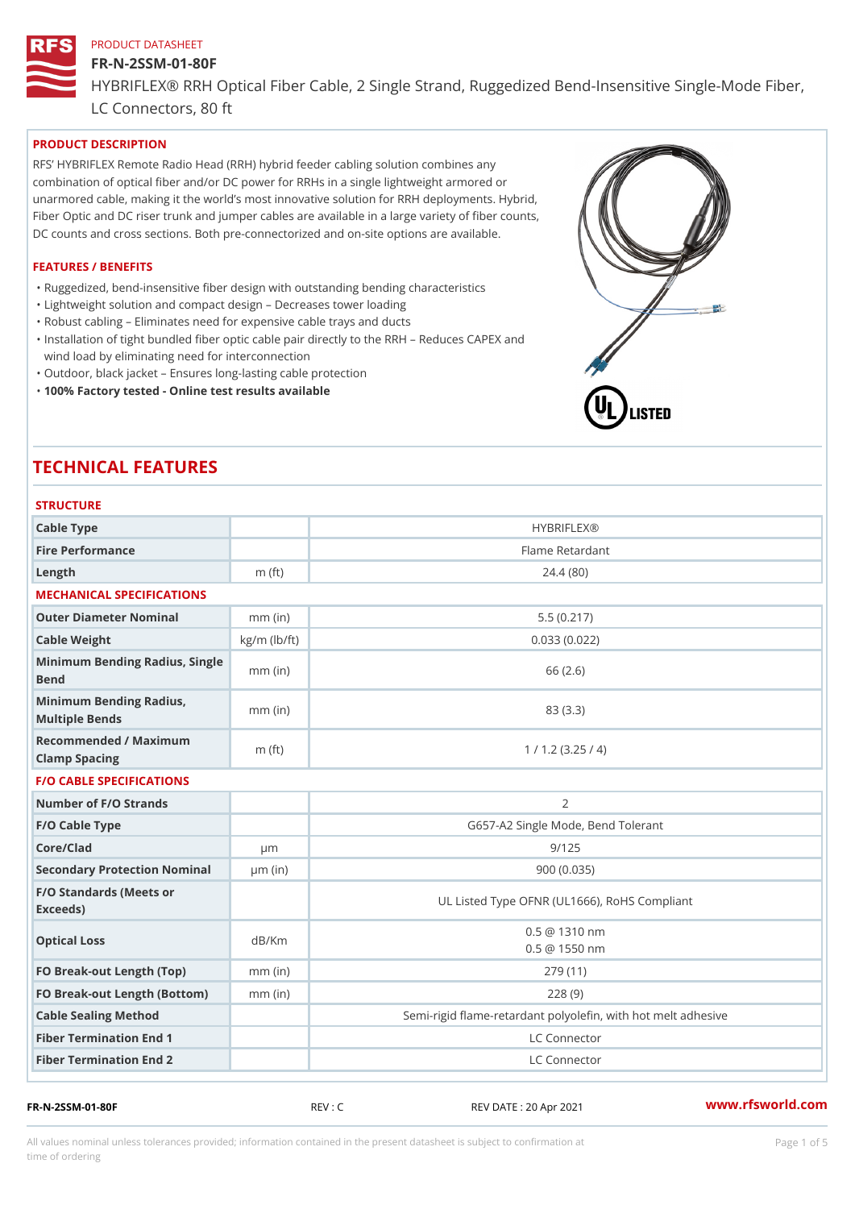PRODUCT DATASHEET

# FR-N-2SSM-01-80F

HYBRIFLEX® RRH Optical Fiber Cable, 2 Single Strand, Ruggedized Bend-Insensitive Single-Mode Fiber, LC Connectors, 80 ft

## PRODUCT DESCRIPTION

RFS' HYBRIFLEX Remote Radio Head (RRH) hybrid feeder cabling solution combines any combination of optical fiber and/or DC power for RRHs in a single lightweight armored or unarmored cable, making it the world's most innovative solution for RRH deployments. Hybrid, Fiber Optic and DC riser trunk and jumper cables are available in a large variety of fiber counts, DC counts and cross sections. Both pre-connectorized and on-site options are available.

## FEATURES / BENEFITS

- Ruggedized, bend-insensitive fiber design with outstanding bending characteristics
- Lightweight solution and compact design – Decreases tower loading
- Robust cabling – Eliminates need for expensive cable trays and ducts
- Installation of tight bundled fiber optic cable pair directly to the RRH – Reduces CAPEX and wind load by eliminating need for interconnection
- Outdoor, black jacket – Ensures long-lasting cable protection
- **100% Factory tested - Online test results available**

## TECHNICAL FEATURES

### STRUCTURE

| | | |
|---|---|---|
| Cable Type | | HYBRIFLEX® |
| Fire Performance | | Flame Retardant |
| Length | m (ft) | 24.4 (80) |

### MECHANICAL SPECIFICATIONS

| | | |
|---|---|---|
| Outer Diameter Nominal | mm (in) | 5.5 (0.217) |
| Cable Weight | kg/m (lb/ft) | 0.033 (0.022) |
| Minimum Bending Radius, Single Bend | mm (in) | 66 (2.6) |
| Minimum Bending Radius, Multiple Bends | mm (in) | 83 (3.3) |
| Recommended / Maximum Clamp Spacing | m (ft) | 1 / 1.2 (3.25 / 4) |

### F/O CABLE SPECIFICATIONS

| | | |
|---|---|---|
| Number of F/O Strands | | 2 |
| F/O Cable Type | | G657-A2 Single Mode, Bend Tolerant |
| Core/Clad | µm | 9/125 |
| Secondary Protection Nominal | µm (in) | 900 (0.035) |
| F/O Standards (Meets or Exceeds) | | UL Listed Type OFNR (UL1666), RoHS Compliant |
| Optical Loss | dB/Km | 0.5 @ 1310 nm<br>0.5 @ 1550 nm |
| FO Break-out Length (Top) | mm (in) | 279 (11) |
| FO Break-out Length (Bottom) | mm (in) | 228 (9) |
| Cable Sealing Method | | Semi-rigid flame-retardant polyolefin, with hot melt adhesive |
| Fiber Termination End 1 | | LC Connector |
| Fiber Termination End 2 | | LC Connector |

FR-N-2SSM-01-80F REV : C REV DATE : 20 Apr 2021 www.rfsworld.com

All values nominal unless tolerances provided; information contained in the present datasheet is subject to confirmation at time of ordering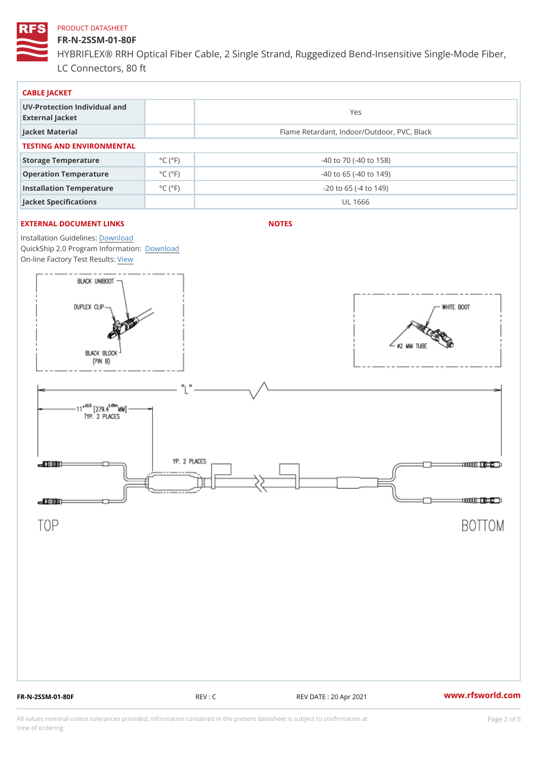PRODUCT DATASHEET

# FR-N-2SSM-01-80F

HYBRIFLEX® RRH Optical Fiber Cable, 2 Single Strand, Ruggedized Bend-Insensitive Single-Mode Fiber, LC Connectors, 80 ft

## CABLE JACKET

| | | |
|---|---|---|
| UV-Protection Individual and External Jacket | | Yes |
| Jacket Material | | Flame Retardant, Indoor/Outdoor, PVC, Black |

## TESTING AND ENVIRONMENTAL

| | | |
|---|---|---|
| Storage Temperature | °C (°F) | -40 to 70 (-40 to 158) |
| Operation Temperature | °C (°F) | -40 to 65 (-40 to 149) |
| Installation Temperature | °C (°F) | -20 to 65 (-4 to 149) |
| Jacket Specifications | | UL 1666 |

## EXTERNAL DOCUMENT LINKS

Installation Guidelines: Download

QuickShip 2.0 Program Information: Download

On-line Factory Test Results: View

## NOTES

BLACK UNIBOOT
DUPLEX CLIP
BLACK BLOCK (PIN B)
WHITE BOOT
Ø2 MM TUBE
"L"
11" [279.4 MM] TYP. 2 PLACES
YP. 2 PLACES
TOP
BOTTOM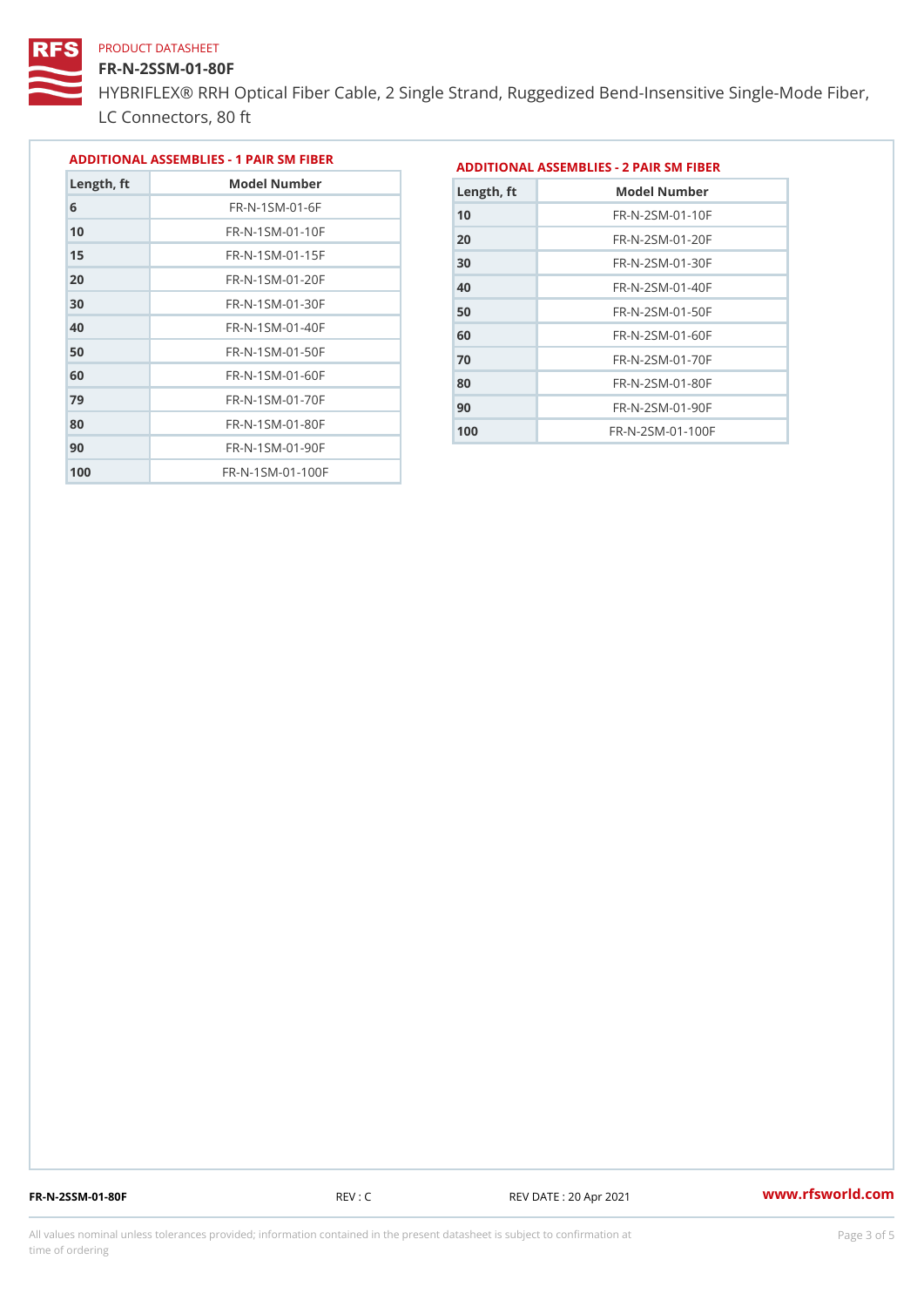PRODUCT DATASHEET

# FR-N-2SSM-01-80F

HYBRIFLEX® RRH Optical Fiber Cable, 2 Single Strand, Ruggedized Bend-Insensitive Single-Mode Fiber, LC Connectors, 80 ft

## ADDITIONAL ASSEMBLIES - 1 PAIR SM FIBER

| Length, ft | Model Number |
|---|---|
| 6 | FR-N-1SM-01-6F |
| 10 | FR-N-1SM-01-10F |
| 15 | FR-N-1SM-01-15F |
| 20 | FR-N-1SM-01-20F |
| 30 | FR-N-1SM-01-30F |
| 40 | FR-N-1SM-01-40F |
| 50 | FR-N-1SM-01-50F |
| 60 | FR-N-1SM-01-60F |
| 79 | FR-N-1SM-01-70F |
| 80 | FR-N-1SM-01-80F |
| 90 | FR-N-1SM-01-90F |
| 100 | FR-N-1SM-01-100F |

## ADDITIONAL ASSEMBLIES - 2 PAIR SM FIBER

| Length, ft | Model Number |
|---|---|
| 10 | FR-N-2SM-01-10F |
| 20 | FR-N-2SM-01-20F |
| 30 | FR-N-2SM-01-30F |
| 40 | FR-N-2SM-01-40F |
| 50 | FR-N-2SM-01-50F |
| 60 | FR-N-2SM-01-60F |
| 70 | FR-N-2SM-01-70F |
| 80 | FR-N-2SM-01-80F |
| 90 | FR-N-2SM-01-90F |
| 100 | FR-N-2SM-01-100F |

FR-N-2SSM-01-80F REV : C REV DATE : 20 Apr 2021 www.rfsworld.com

All values nominal unless tolerances provided; information contained in the present datasheet is subject to confirmation at time of ordering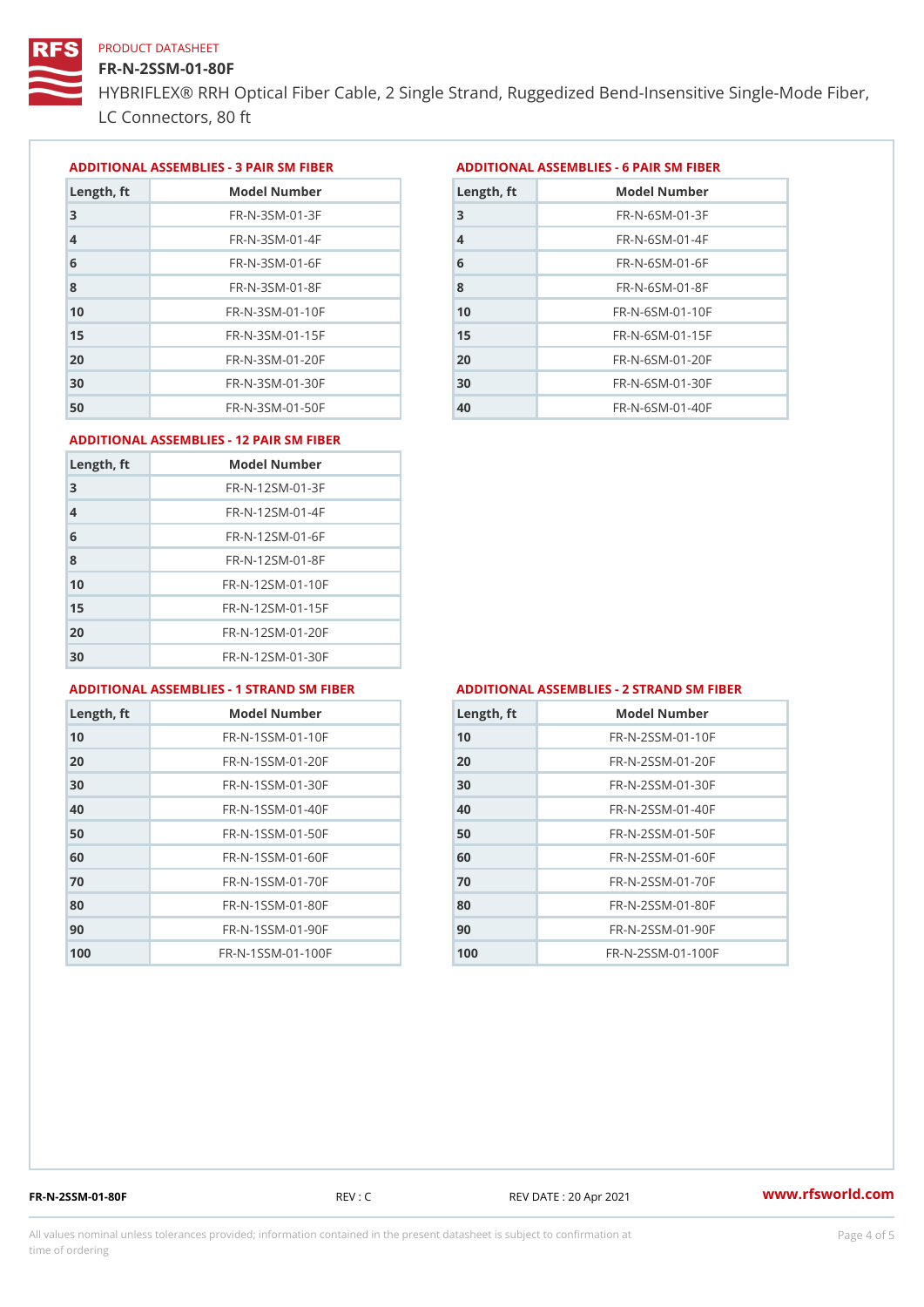PRODUCT DATASHEET

# FR-N-2SSM-01-80F

HYBRIFLEX® RRH Optical Fiber Cable, 2 Single Strand, Ruggedized Bend-Insensitive Single-Mode Fiber, LC Connectors, 80 ft

## ADDITIONAL ASSEMBLIES - 3 PAIR SM FIBER

| Length, ft | Model Number |
|---|---|
| 3 | FR-N-3SM-01-3F |
| 4 | FR-N-3SM-01-4F |
| 6 | FR-N-3SM-01-6F |
| 8 | FR-N-3SM-01-8F |
| 10 | FR-N-3SM-01-10F |
| 15 | FR-N-3SM-01-15F |
| 20 | FR-N-3SM-01-20F |
| 30 | FR-N-3SM-01-30F |
| 50 | FR-N-3SM-01-50F |

## ADDITIONAL ASSEMBLIES - 6 PAIR SM FIBER

| Length, ft | Model Number |
|---|---|
| 3 | FR-N-6SM-01-3F |
| 4 | FR-N-6SM-01-4F |
| 6 | FR-N-6SM-01-6F |
| 8 | FR-N-6SM-01-8F |
| 10 | FR-N-6SM-01-10F |
| 15 | FR-N-6SM-01-15F |
| 20 | FR-N-6SM-01-20F |
| 30 | FR-N-6SM-01-30F |
| 40 | FR-N-6SM-01-40F |

## ADDITIONAL ASSEMBLIES - 12 PAIR SM FIBER

| Length, ft | Model Number |
|---|---|
| 3 | FR-N-12SM-01-3F |
| 4 | FR-N-12SM-01-4F |
| 6 | FR-N-12SM-01-6F |
| 8 | FR-N-12SM-01-8F |
| 10 | FR-N-12SM-01-10F |
| 15 | FR-N-12SM-01-15F |
| 20 | FR-N-12SM-01-20F |
| 30 | FR-N-12SM-01-30F |

## ADDITIONAL ASSEMBLIES - 1 STRAND SM FIBER

| Length, ft | Model Number |
|---|---|
| 10 | FR-N-1SSM-01-10F |
| 20 | FR-N-1SSM-01-20F |
| 30 | FR-N-1SSM-01-30F |
| 40 | FR-N-1SSM-01-40F |
| 50 | FR-N-1SSM-01-50F |
| 60 | FR-N-1SSM-01-60F |
| 70 | FR-N-1SSM-01-70F |
| 80 | FR-N-1SSM-01-80F |
| 90 | FR-N-1SSM-01-90F |
| 100 | FR-N-1SSM-01-100F |

## ADDITIONAL ASSEMBLIES - 2 STRAND SM FIBER

| Length, ft | Model Number |
|---|---|
| 10 | FR-N-2SSM-01-10F |
| 20 | FR-N-2SSM-01-20F |
| 30 | FR-N-2SSM-01-30F |
| 40 | FR-N-2SSM-01-40F |
| 50 | FR-N-2SSM-01-50F |
| 60 | FR-N-2SSM-01-60F |
| 70 | FR-N-2SSM-01-70F |
| 80 | FR-N-2SSM-01-80F |
| 90 | FR-N-2SSM-01-90F |
| 100 | FR-N-2SSM-01-100F |

FR-N-2SSM-01-80F REV : C REV DATE : 20 Apr 2021 www.rfsworld.com

All values nominal unless tolerances provided; information contained in the present datasheet is subject to confirmation at time of ordering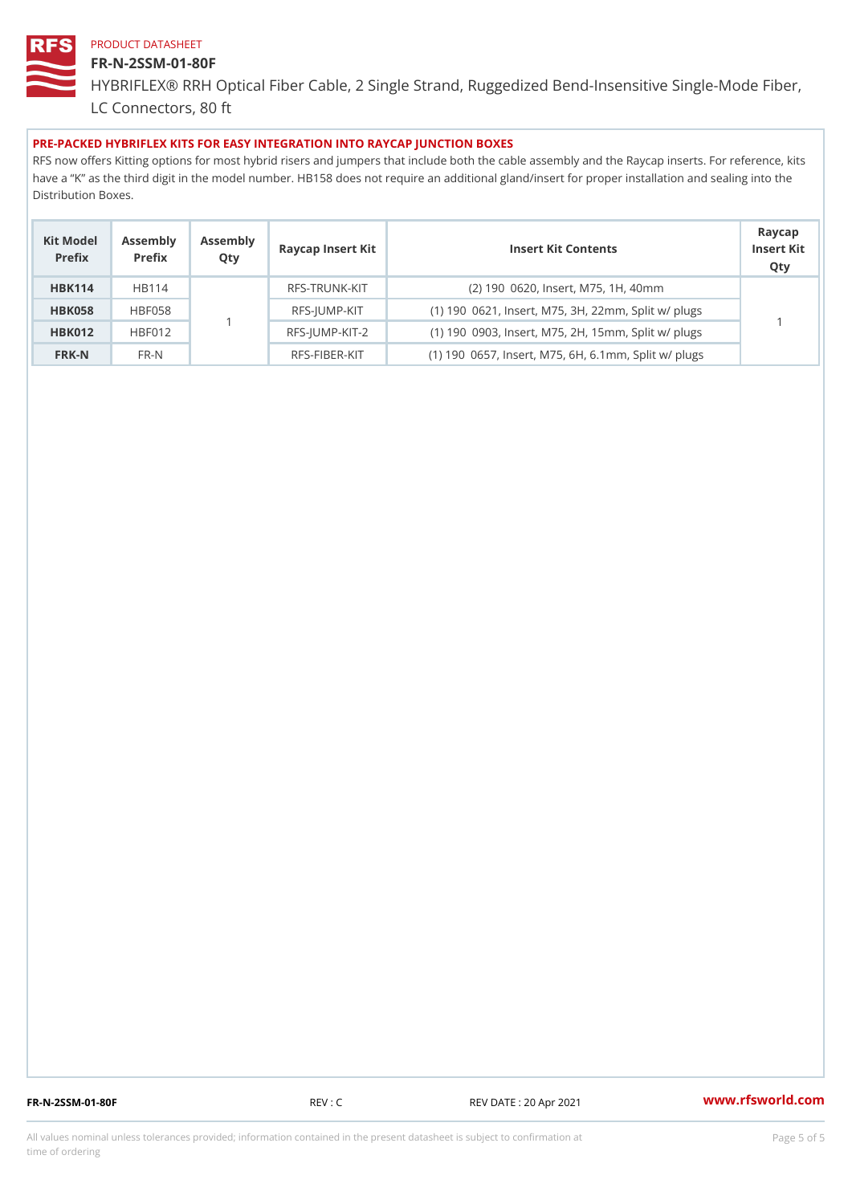PRE-PACKED HYBRIFLEX KITS FOR EASY INTEGRATION INTO RAYCAP JUNCTION BOXES

RFS now offers Kitting options for most hybrid risers and jumpers that include both the cable assembly and the Raycap inserts. For reference, kits have a "K" as the third digit in the model number. HB158 does not require an additional gland/insert for proper installation and sealing into the Distribution Boxes.

| Kit Model Prefix | Assembly Prefix | Assembly Qty | Raycap Insert Kit | Insert Kit Contents | Raycap Insert Kit Qty |
|---|---|---|---|---|---|
| HBK114 | HB114 | 1 | RFS-TRUNK-KIT | (2) 190 0620, Insert, M75, 1H, 40mm | 1 |
| HBK058 | HBF058 | | RFS-JUMP-KIT | (1) 190 0621, Insert, M75, 3H, 22mm, Split w/ plugs | |
| HBK012 | HBF012 | | RFS-JUMP-KIT-2 | (1) 190 0903, Insert, M75, 2H, 15mm, Split w/ plugs | |
| FRK-N | FR-N | | RFS-FIBER-KIT | (1) 190 0657, Insert, M75, 6H, 6.1mm, Split w/ plugs | |